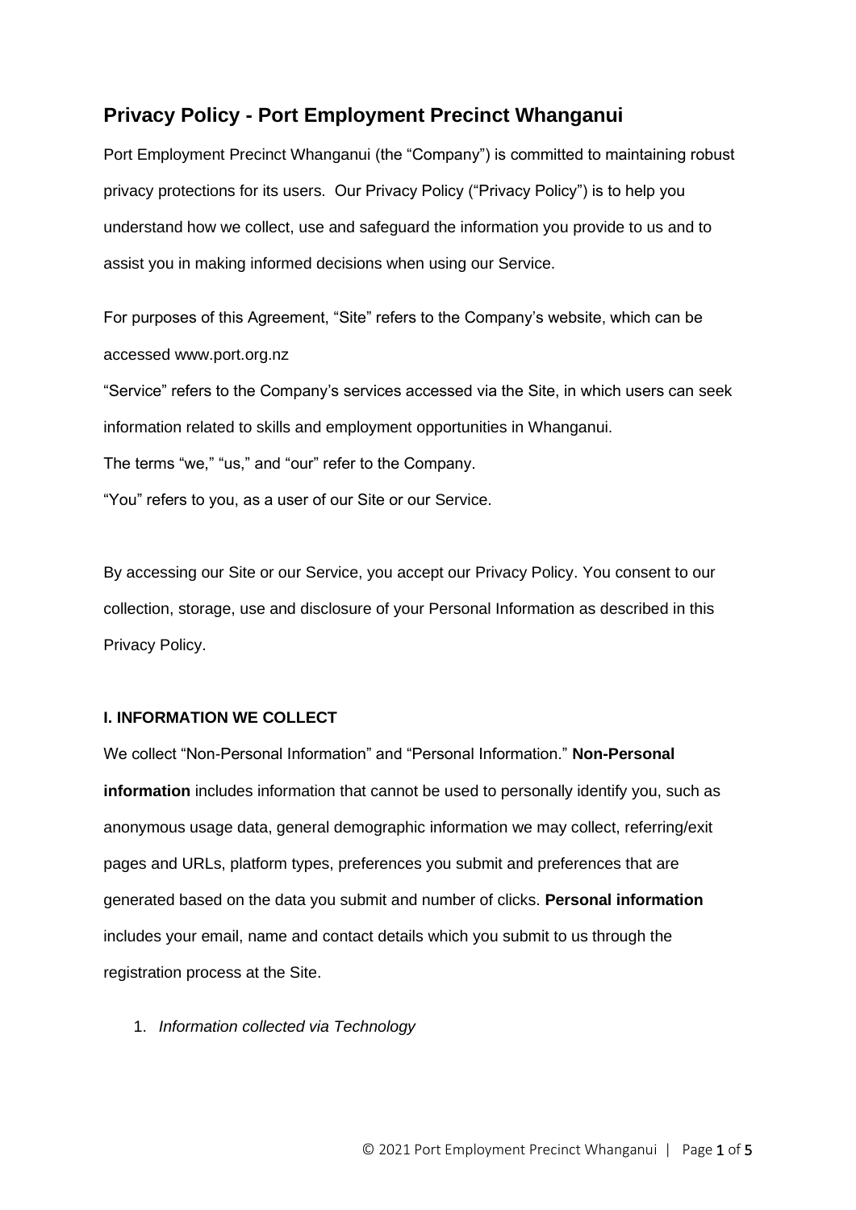# Privacy Policy - Port Employment Precinct Whanganui

Port Employment Precinct Whanganui (the "Company") is committed to maintaining robust privacy protections for its users. Our Privacy Policy ("Privacy Policy") is to help you understand how we collect, use and safeguard the information you provide to us and to assist you in making informed decisions when using our Service.

For purposes of this Agreement, "Site" refers to the Company's website, which can be accessed www.port.org.nz

"Service" refers to the Company's services accessed via the Site, in which users can seek information related to skills and employment opportunities in Whanganui.

The terms "we," "us," and "our" refer to the Company.

"You" refers to you, as a user of our Site or our Service.

By accessing our Site or our Service, you accept our Privacy Policy. You consent to our collection, storage, use and disclosure of your Personal Information as described in this Privacy Policy.

**I. INFORMATION WE COLLECT**

We collect "Non-Personal Information" and "Personal Information." **Non-Personal information** includes information that cannot be used to personally identify you, such as anonymous usage data, general demographic information we may collect, referring/exit pages and URLs, platform types, preferences you submit and preferences that are generated based on the data you submit and number of clicks. **Personal information** includes your email, name and contact details which you submit to us through the registration process at the Site.

1. *Information collected via Technology*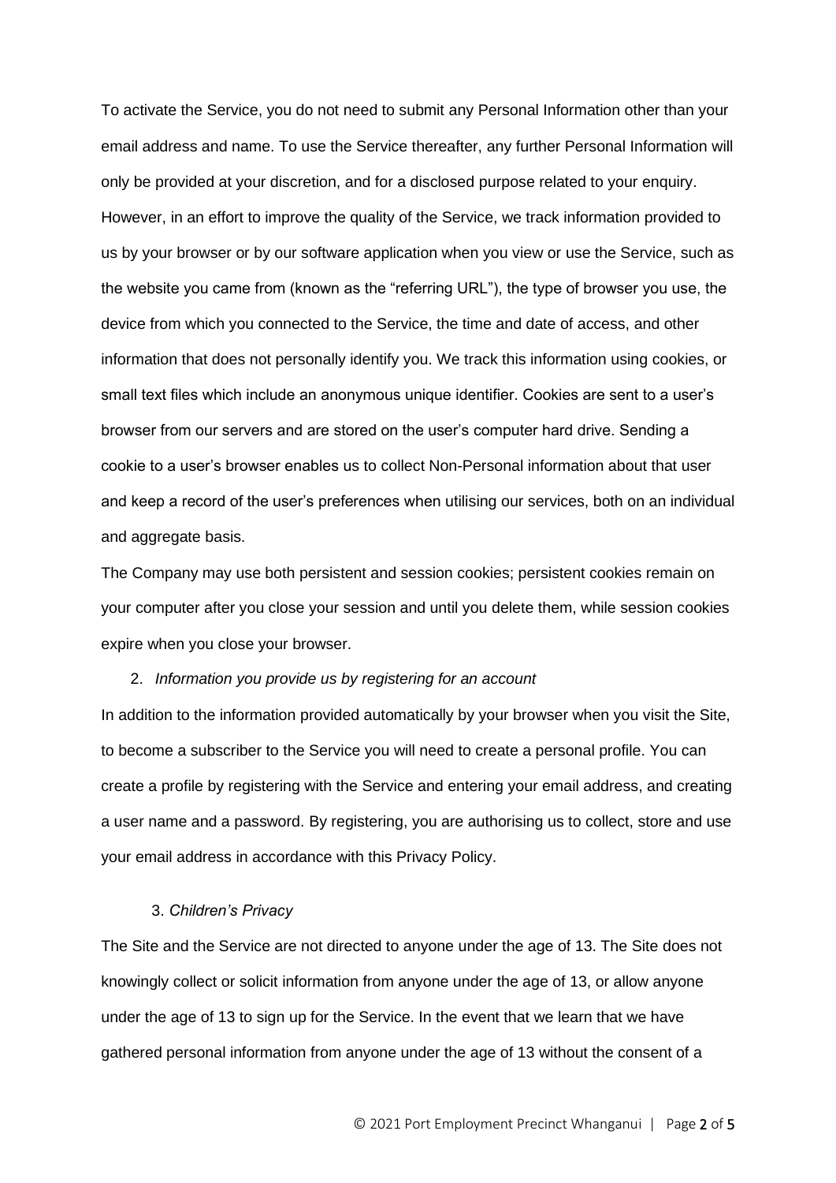To activate the Service, you do not need to submit any Personal Information other than your email address and name. To use the Service thereafter, any further Personal Information will only be provided at your discretion, and for a disclosed purpose related to your enquiry. However, in an effort to improve the quality of the Service, we track information provided to us by your browser or by our software application when you view or use the Service, such as the website you came from (known as the “referring URL”), the type of browser you use, the device from which you connected to the Service, the time and date of access, and other information that does not personally identify you. We track this information using cookies, or small text files which include an anonymous unique identifier. Cookies are sent to a user’s browser from our servers and are stored on the user’s computer hard drive. Sending a cookie to a user’s browser enables us to collect Non-Personal information about that user and keep a record of the user’s preferences when utilising our services, both on an individual and aggregate basis.

The Company may use both persistent and session cookies; persistent cookies remain on your computer after you close your session and until you delete them, while session cookies expire when you close your browser.

2. *Information you provide us by registering for an account*

In addition to the information provided automatically by your browser when you visit the Site, to become a subscriber to the Service you will need to create a personal profile. You can create a profile by registering with the Service and entering your email address, and creating a user name and a password. By registering, you are authorising us to collect, store and use your email address in accordance with this Privacy Policy.

3. *Children’s Privacy*

The Site and the Service are not directed to anyone under the age of 13. The Site does not knowingly collect or solicit information from anyone under the age of 13, or allow anyone under the age of 13 to sign up for the Service. In the event that we learn that we have gathered personal information from anyone under the age of 13 without the consent of a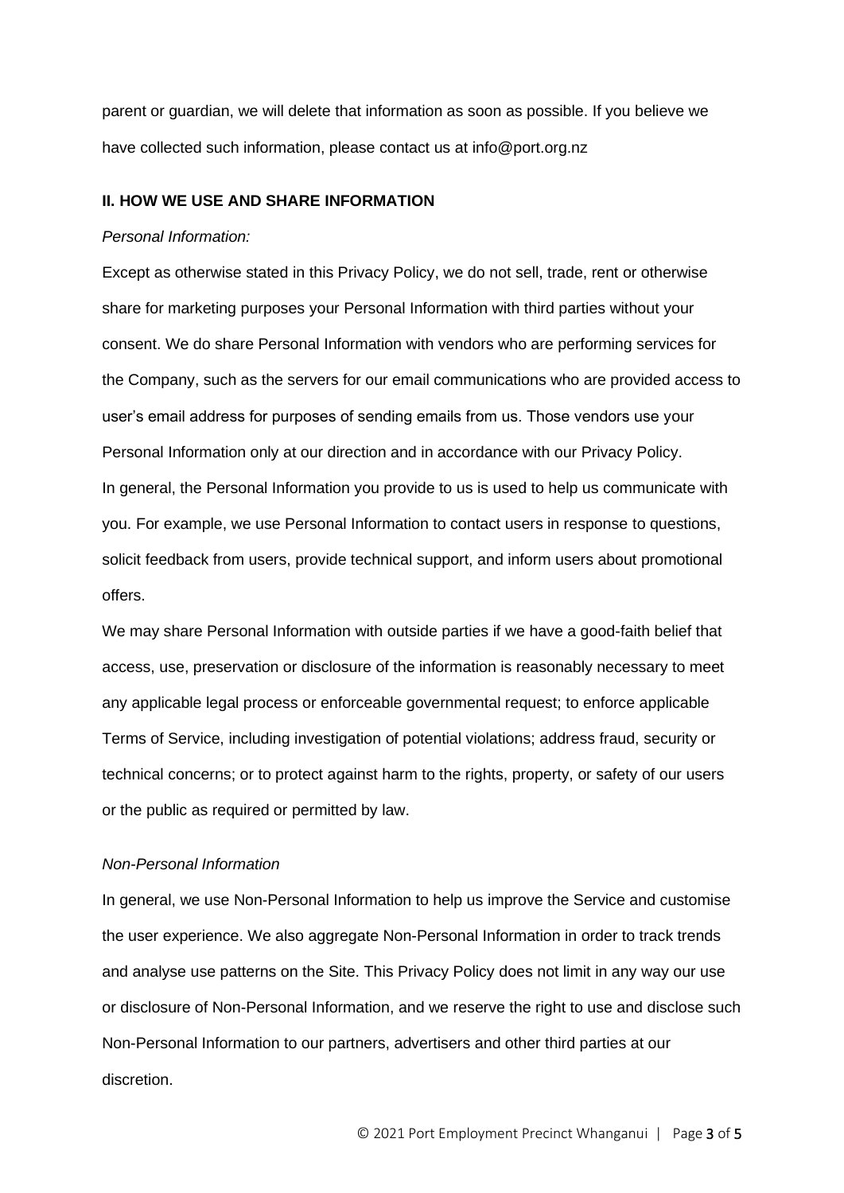parent or guardian, we will delete that information as soon as possible. If you believe we have collected such information, please contact us at info@port.org.nz

## II. HOW WE USE AND SHARE INFORMATION

*Personal Information:*

Except as otherwise stated in this Privacy Policy, we do not sell, trade, rent or otherwise share for marketing purposes your Personal Information with third parties without your consent. We do share Personal Information with vendors who are performing services for the Company, such as the servers for our email communications who are provided access to user's email address for purposes of sending emails from us. Those vendors use your Personal Information only at our direction and in accordance with our Privacy Policy.
In general, the Personal Information you provide to us is used to help us communicate with you. For example, we use Personal Information to contact users in response to questions, solicit feedback from users, provide technical support, and inform users about promotional offers.
We may share Personal Information with outside parties if we have a good-faith belief that access, use, preservation or disclosure of the information is reasonably necessary to meet any applicable legal process or enforceable governmental request; to enforce applicable Terms of Service, including investigation of potential violations; address fraud, security or technical concerns; or to protect against harm to the rights, property, or safety of our users or the public as required or permitted by law.

*Non-Personal Information*

In general, we use Non-Personal Information to help us improve the Service and customise the user experience. We also aggregate Non-Personal Information in order to track trends and analyse use patterns on the Site. This Privacy Policy does not limit in any way our use or disclosure of Non-Personal Information, and we reserve the right to use and disclose such Non-Personal Information to our partners, advertisers and other third parties at our discretion.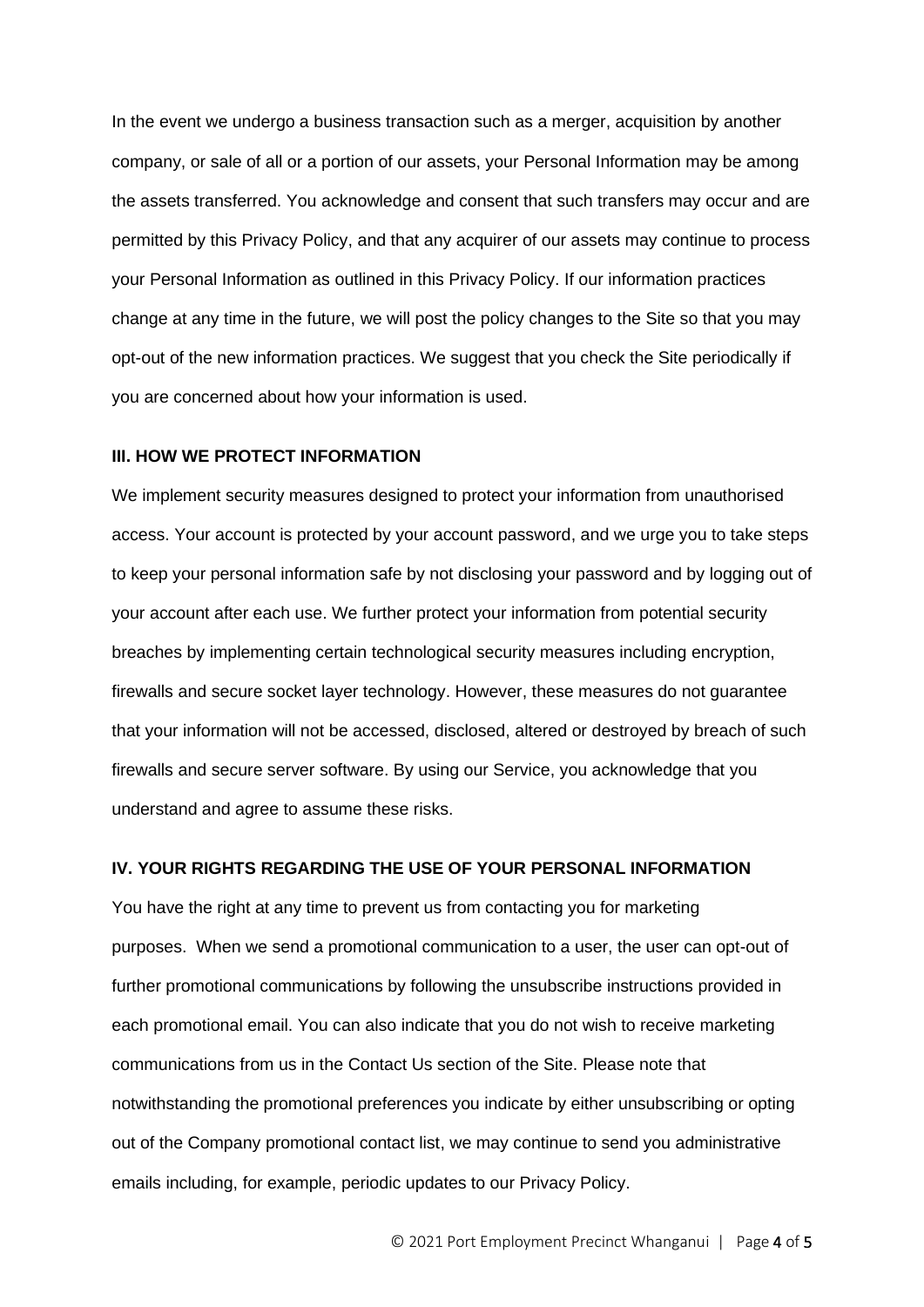In the event we undergo a business transaction such as a merger, acquisition by another company, or sale of all or a portion of our assets, your Personal Information may be among the assets transferred. You acknowledge and consent that such transfers may occur and are permitted by this Privacy Policy, and that any acquirer of our assets may continue to process your Personal Information as outlined in this Privacy Policy. If our information practices change at any time in the future, we will post the policy changes to the Site so that you may opt-out of the new information practices. We suggest that you check the Site periodically if you are concerned about how your information is used.

**III. HOW WE PROTECT INFORMATION**

We implement security measures designed to protect your information from unauthorised access. Your account is protected by your account password, and we urge you to take steps to keep your personal information safe by not disclosing your password and by logging out of your account after each use. We further protect your information from potential security breaches by implementing certain technological security measures including encryption, firewalls and secure socket layer technology. However, these measures do not guarantee that your information will not be accessed, disclosed, altered or destroyed by breach of such firewalls and secure server software. By using our Service, you acknowledge that you understand and agree to assume these risks.

**IV. YOUR RIGHTS REGARDING THE USE OF YOUR PERSONAL INFORMATION**

You have the right at any time to prevent us from contacting you for marketing purposes. When we send a promotional communication to a user, the user can opt-out of further promotional communications by following the unsubscribe instructions provided in each promotional email. You can also indicate that you do not wish to receive marketing communications from us in the Contact Us section of the Site. Please note that notwithstanding the promotional preferences you indicate by either unsubscribing or opting out of the Company promotional contact list, we may continue to send you administrative emails including, for example, periodic updates to our Privacy Policy.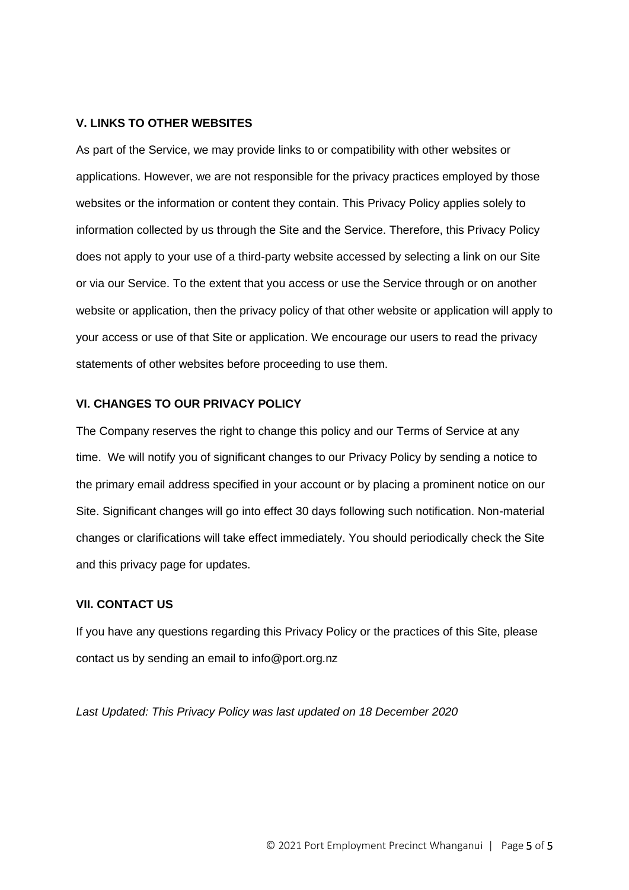### V. LINKS TO OTHER WEBSITES

As part of the Service, we may provide links to or compatibility with other websites or applications. However, we are not responsible for the privacy practices employed by those websites or the information or content they contain. This Privacy Policy applies solely to information collected by us through the Site and the Service. Therefore, this Privacy Policy does not apply to your use of a third-party website accessed by selecting a link on our Site or via our Service. To the extent that you access or use the Service through or on another website or application, then the privacy policy of that other website or application will apply to your access or use of that Site or application. We encourage our users to read the privacy statements of other websites before proceeding to use them.

### VI. CHANGES TO OUR PRIVACY POLICY

The Company reserves the right to change this policy and our Terms of Service at any time. We will notify you of significant changes to our Privacy Policy by sending a notice to the primary email address specified in your account or by placing a prominent notice on our Site. Significant changes will go into effect 30 days following such notification. Non-material changes or clarifications will take effect immediately. You should periodically check the Site and this privacy page for updates.

### VII. CONTACT US

If you have any questions regarding this Privacy Policy or the practices of this Site, please contact us by sending an email to info@port.org.nz

*Last Updated: This Privacy Policy was last updated on 18 December 2020*